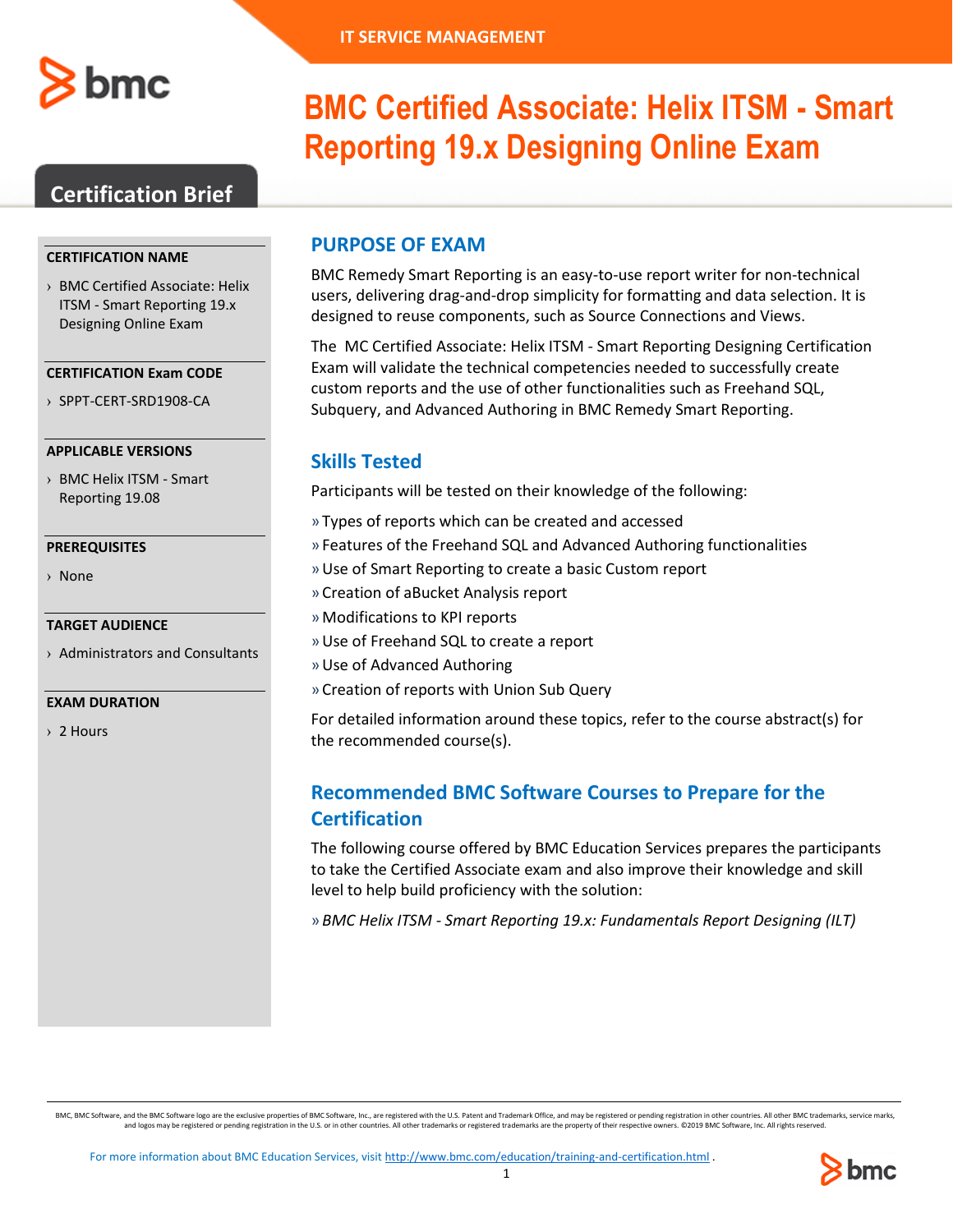IT SERVICE MANAGEMENT

# BMC Certified Associate: Helix ITSM - Smart Reporting 19.x Designing Online Exam

## Certification Brief

**CERTIFICATION NAME**

› BMC Certified Associate: Helix ITSM - Smart Reporting 19.x Designing Online Exam

**CERTIFICATION Exam CODE**

› SPPT-CERT-SRD1908-CA

**APPLICABLE VERSIONS**

› BMC Helix ITSM - Smart Reporting 19.08

**PREREQUISITES**

› None

**TARGET AUDIENCE**

› Administrators and Consultants

**EXAM DURATION**

› 2 Hours

## PURPOSE OF EXAM

BMC Remedy Smart Reporting is an easy-to-use report writer for non-technical users, delivering drag-and-drop simplicity for formatting and data selection. It is designed to reuse components, such as Source Connections and Views.

The MC Certified Associate: Helix ITSM - Smart Reporting Designing Certification Exam will validate the technical competencies needed to successfully create custom reports and the use of other functionalities such as Freehand SQL, Subquery, and Advanced Authoring in BMC Remedy Smart Reporting.

## Skills Tested

Participants will be tested on their knowledge of the following:

» Types of reports which can be created and accessed
» Features of the Freehand SQL and Advanced Authoring functionalities
» Use of Smart Reporting to create a basic Custom report
» Creation of aBucket Analysis report
» Modifications to KPI reports
» Use of Freehand SQL to create a report
» Use of Advanced Authoring
» Creation of reports with Union Sub Query

For detailed information around these topics, refer to the course abstract(s) for the recommended course(s).

## Recommended BMC Software Courses to Prepare for the Certification

The following course offered by BMC Education Services prepares the participants to take the Certified Associate exam and also improve their knowledge and skill level to help build proficiency with the solution:

» *BMC Helix ITSM - Smart Reporting 19.x: Fundamentals Report Designing (ILT)*

BMC, BMC Software, and the BMC Software logo are the exclusive properties of BMC Software, Inc., are registered with the U.S. Patent and Trademark Office, and may be registered or pending registration in other countries. All other BMC trademarks, service marks, and logos may be registered or pending registration in the U.S. or in other countries. All other trademarks or registered trademarks are the property of their respective owners. ©2019 BMC Software, Inc. All rights reserved.

For more information about BMC Education Services, visit http://www.bmc.com/education/training-and-certification.html .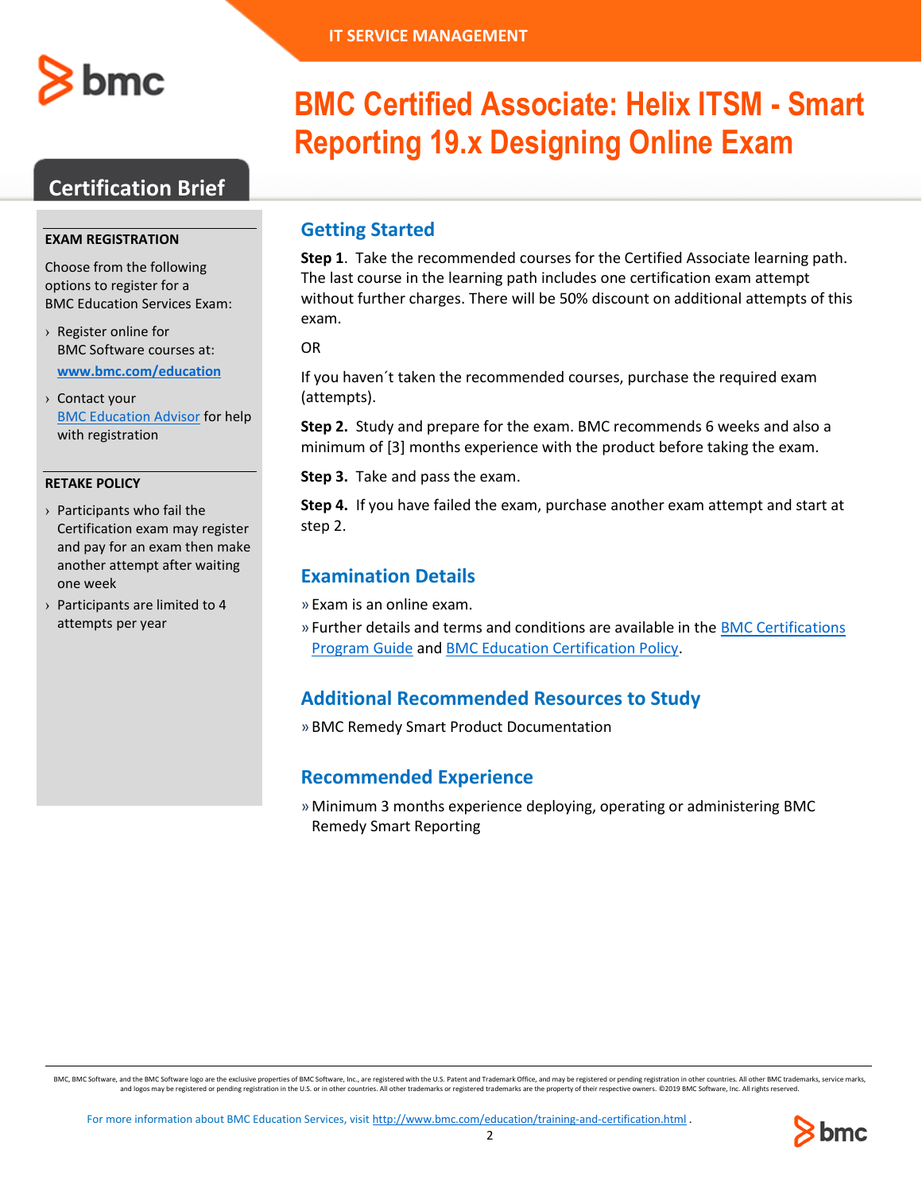IT SERVICE MANAGEMENT

# BMC Certified Associate: Helix ITSM - Smart Reporting 19.x Designing Online Exam

## Certification Brief

### EXAM REGISTRATION

Choose from the following options to register for a BMC Education Services Exam:

- Register online for BMC Software courses at: **www.bmc.com/education**
- Contact your BMC Education Advisor for help with registration

### RETAKE POLICY

- Participants who fail the Certification exam may register and pay for an exam then make another attempt after waiting one week
- Participants are limited to 4 attempts per year

## Getting Started

**Step 1**. Take the recommended courses for the Certified Associate learning path. The last course in the learning path includes one certification exam attempt without further charges. There will be 50% discount on additional attempts of this exam.

OR

If you haven´t taken the recommended courses, purchase the required exam (attempts).

**Step 2.** Study and prepare for the exam. BMC recommends 6 weeks and also a minimum of [3] months experience with the product before taking the exam.

**Step 3.** Take and pass the exam.

**Step 4.** If you have failed the exam, purchase another exam attempt and start at step 2.

## Examination Details

- Exam is an online exam.
- Further details and terms and conditions are available in the BMC Certifications Program Guide and BMC Education Certification Policy.

## Additional Recommended Resources to Study

- BMC Remedy Smart Product Documentation

## Recommended Experience

- Minimum 3 months experience deploying, operating or administering BMC Remedy Smart Reporting

BMC, BMC Software, and the BMC Software logo are the exclusive properties of BMC Software, Inc., are registered with the U.S. Patent and Trademark Office, and may be registered or pending registration in other countries. All other BMC trademarks, service marks, and logos may be registered or pending registration in the U.S. or in other countries. All other trademarks or registered trademarks are the property of their respective owners. ©2019 BMC Software, Inc. All rights reserved.

For more information about BMC Education Services, visit http://www.bmc.com/education/training-and-certification.html .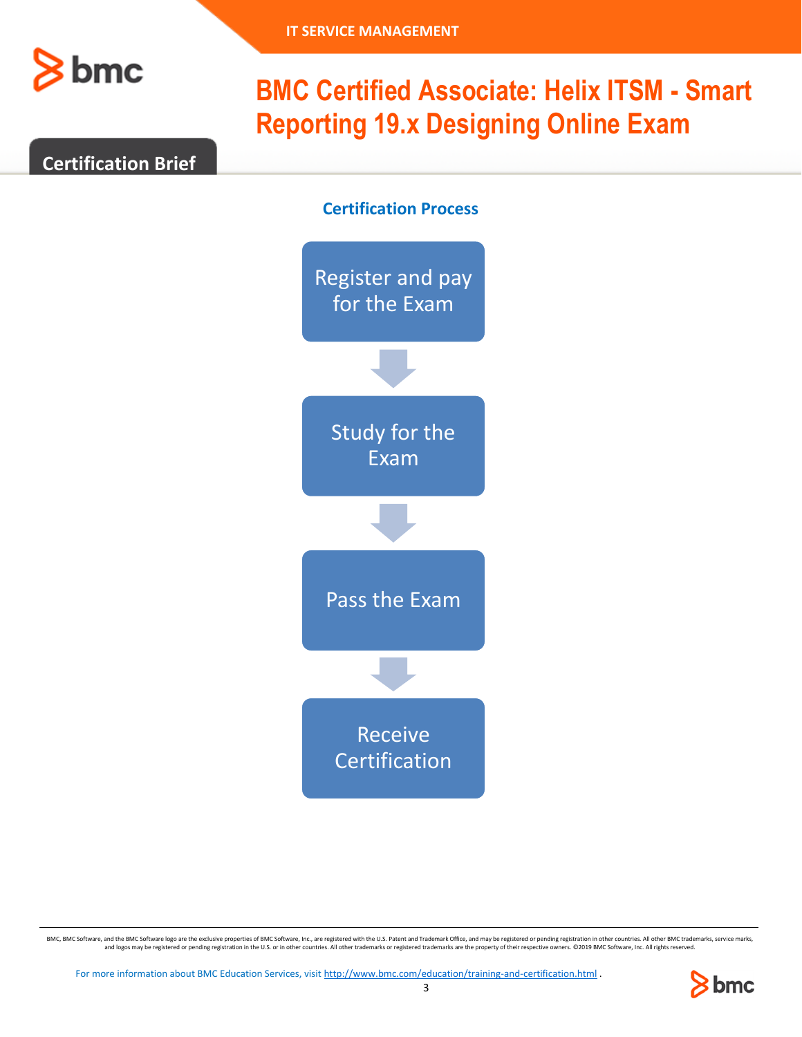IT SERVICE MANAGEMENT

# BMC Certified Associate: Helix ITSM - Smart Reporting 19.x Designing Online Exam

**Certification Brief**

## Certification Process

Register and pay for the Exam

Study for the Exam

Pass the Exam

Receive Certification

BMC, BMC Software, and the BMC Software logo are the exclusive properties of BMC Software, Inc., are registered with the U.S. Patent and Trademark Office, and may be registered or pending registration in other countries. All other BMC trademarks, service marks, and logos may be registered or pending registration in the U.S. or in other countries. All other trademarks or registered trademarks are the property of their respective owners. ©2019 BMC Software, Inc. All rights reserved.

For more information about BMC Education Services, visit http://www.bmc.com/education/training-and-certification.html .